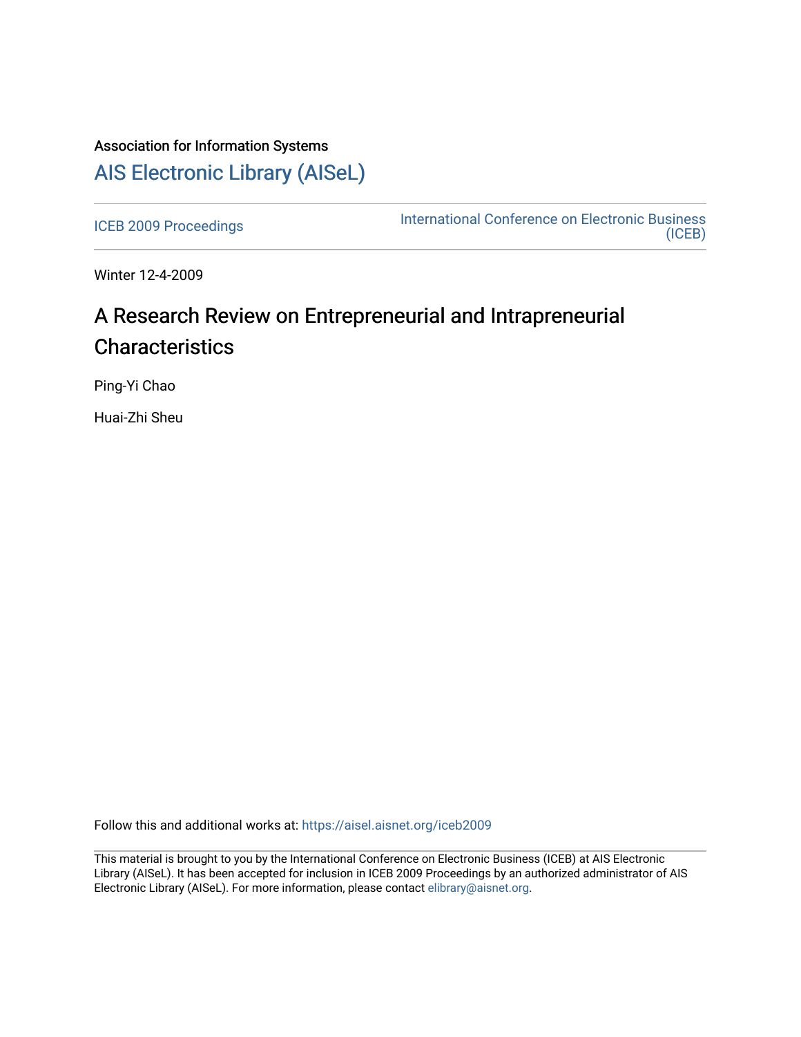Association for Information Systems

# AIS Electronic Library (AISeL)

ICEB 2009 Proceedings

International Conference on Electronic Business (ICEB)

Winter 12-4-2009

# A Research Review on Entrepreneurial and Intrapreneurial Characteristics

Ping-Yi Chao

Huai-Zhi Sheu

Follow this and additional works at: https://aisel.aisnet.org/iceb2009

This material is brought to you by the International Conference on Electronic Business (ICEB) at AIS Electronic Library (AISeL). It has been accepted for inclusion in ICEB 2009 Proceedings by an authorized administrator of AIS Electronic Library (AISeL). For more information, please contact elibrary@aisnet.org.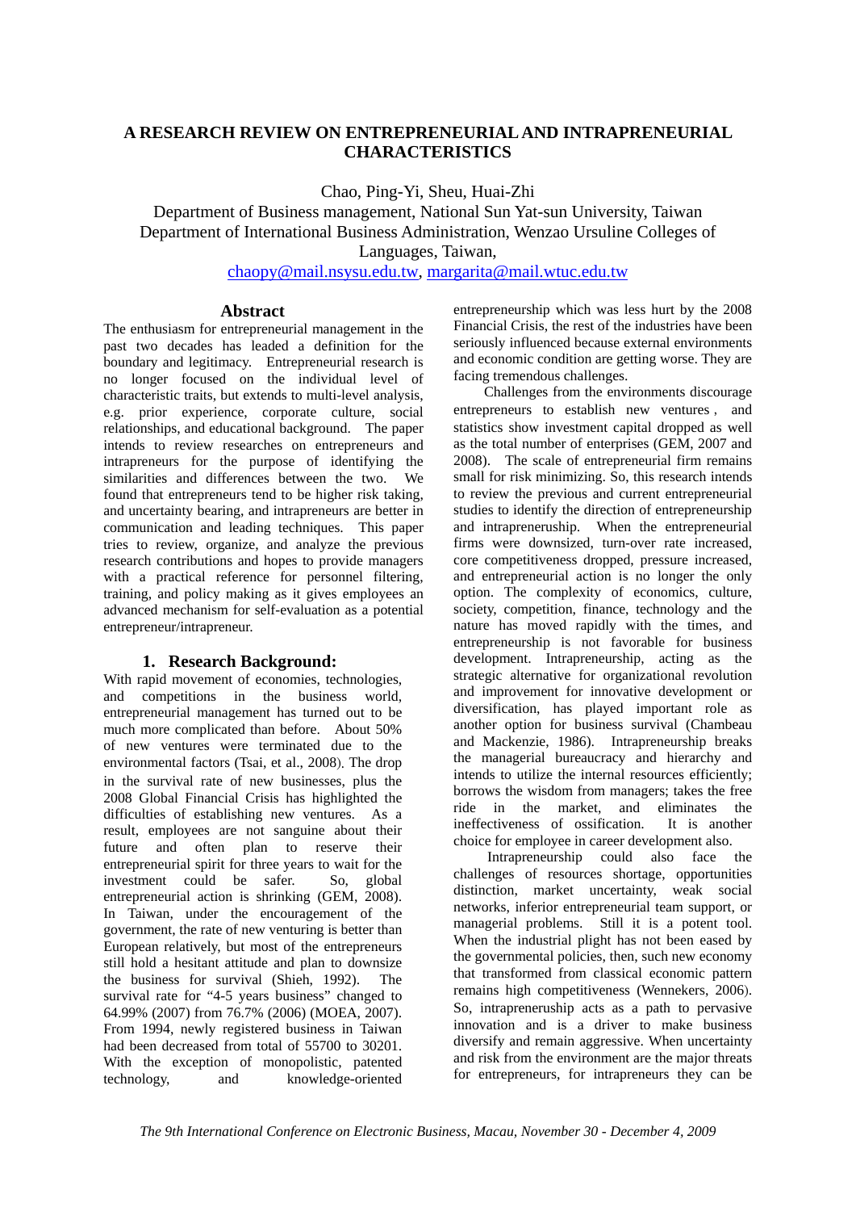# A RESEARCH REVIEW ON ENTREPRENEURIAL AND INTRAPRENEURIAL CHARACTERISTICS

Chao, Ping-Yi, Sheu, Huai-Zhi

Department of Business management, National Sun Yat-sun University, Taiwan
Department of International Business Administration, Wenzao Ursuline Colleges of Languages, Taiwan,
chaopy@mail.nsysu.edu.tw, margarita@mail.wtuc.edu.tw

## Abstract

The enthusiasm for entrepreneurial management in the past two decades has leaded a definition for the boundary and legitimacy. Entrepreneurial research is no longer focused on the individual level of characteristic traits, but extends to multi-level analysis, e.g. prior experience, corporate culture, social relationships, and educational background. The paper intends to review researches on entrepreneurs and intrapreneurs for the purpose of identifying the similarities and differences between the two. We found that entrepreneurs tend to be higher risk taking, and uncertainty bearing, and intrapreneurs are better in communication and leading techniques. This paper tries to review, organize, and analyze the previous research contributions and hopes to provide managers with a practical reference for personnel filtering, training, and policy making as it gives employees an advanced mechanism for self-evaluation as a potential entrepreneur/intrapreneur.

## 1. Research Background:

With rapid movement of economies, technologies, and competitions in the business world, entrepreneurial management has turned out to be much more complicated than before. About 50% of new ventures were terminated due to the environmental factors (Tsai, et al., 2008). The drop in the survival rate of new businesses, plus the 2008 Global Financial Crisis has highlighted the difficulties of establishing new ventures. As a result, employees are not sanguine about their future and often plan to reserve their entrepreneurial spirit for three years to wait for the investment could be safer. So, global entrepreneurial action is shrinking (GEM, 2008). In Taiwan, under the encouragement of the government, the rate of new venturing is better than European relatively, but most of the entrepreneurs still hold a hesitant attitude and plan to downsize the business for survival (Shieh, 1992). The survival rate for "4-5 years business" changed to 64.99% (2007) from 76.7% (2006) (MOEA, 2007). From 1994, newly registered business in Taiwan had been decreased from total of 55700 to 30201. With the exception of monopolistic, patented technology, and knowledge-oriented entrepreneurship which was less hurt by the 2008 Financial Crisis, the rest of the industries have been seriously influenced because external environments and economic condition are getting worse. They are facing tremendous challenges.

Challenges from the environments discourage entrepreneurs to establish new ventures, and statistics show investment capital dropped as well as the total number of enterprises (GEM, 2007 and 2008). The scale of entrepreneurial firm remains small for risk minimizing. So, this research intends to review the previous and current entrepreneurial studies to identify the direction of entrepreneurship and intrapreneurship. When the entrepreneurial firms were downsized, turn-over rate increased, core competitiveness dropped, pressure increased, and entrepreneurial action is no longer the only option. The complexity of economics, culture, society, competition, finance, technology and the nature has moved rapidly with the times, and entrepreneurship is not favorable for business development. Intrapreneurship, acting as the strategic alternative for organizational revolution and improvement for innovative development or diversification, has played important role as another option for business survival (Chambeau and Mackenzie, 1986). Intrapreneurship breaks the managerial bureaucracy and hierarchy and intends to utilize the internal resources efficiently; borrows the wisdom from managers; takes the free ride in the market, and eliminates the ineffectiveness of ossification. It is another choice for employee in career development also.

Intrapreneurship could also face the challenges of resources shortage, opportunities distinction, market uncertainty, weak social networks, inferior entrepreneurial team support, or managerial problems. Still it is a potent tool. When the industrial plight has not been eased by the governmental policies, then, such new economy that transformed from classical economic pattern remains high competitiveness (Wennekers, 2006). So, intrapreneruship acts as a path to pervasive innovation and is a driver to make business diversify and remain aggressive. When uncertainty and risk from the environment are the major threats for entrepreneurs, for intrapreneurs they can be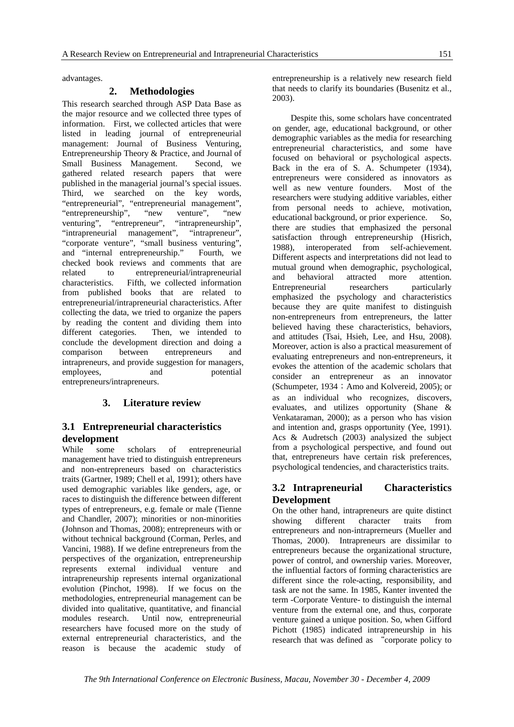advantages.

## 2. Methodologies

This research searched through ASP Data Base as the major resource and we collected three types of information. First, we collected articles that were listed in leading journal of entrepreneurial management: Journal of Business Venturing, Entrepreneurship Theory & Practice, and Journal of Small Business Management. Second, we gathered related research papers that were published in the managerial journal's special issues. Third, we searched on the key words, "entrepreneurial", "entrepreneurial management", "entrepreneurship", "new venture", "new venturing", "entrepreneur", "intrapreneurship", "intrapreneurial management", "intrapreneur", "corporate venture", "small business venturing", and "internal entrepreneurship." Fourth, we checked book reviews and comments that are related to entrepreneurial/intrapreneurial characteristics. Fifth, we collected information from published books that are related to entrepreneurial/intrapreneurial characteristics. After collecting the data, we tried to organize the papers by reading the content and dividing them into different categories. Then, we intended to conclude the development direction and doing a comparison between entrepreneurs and intrapreneurs, and provide suggestion for managers, employees, and potential entrepreneurs/intrapreneurs.

## 3. Literature review

### 3.1 Entrepreneurial characteristics development

While some scholars of entrepreneurial management have tried to distinguish entrepreneurs and non-entrepreneurs based on characteristics traits (Gartner, 1989; Chell et al, 1991); others have used demographic variables like genders, age, or races to distinguish the difference between different types of entrepreneurs, e.g. female or male (Tienne and Chandler, 2007); minorities or non-minorities (Johnson and Thomas, 2008); entrepreneurs with or without technical background (Corman, Perles, and Vancini, 1988). If we define entrepreneurs from the perspectives of the organization, entrepreneurship represents external individual venture and intrapreneurship represents internal organizational evolution (Pinchot, 1998). If we focus on the methodologies, entrepreneurial management can be divided into qualitative, quantitative, and financial modules research. Until now, entrepreneurial researchers have focused more on the study of external entrepreneurial characteristics, and the reason is because the academic study of entrepreneurship is a relatively new research field that needs to clarify its boundaries (Busenitz et al., 2003).

Despite this, some scholars have concentrated on gender, age, educational background, or other demographic variables as the media for researching entrepreneurial characteristics, and some have focused on behavioral or psychological aspects. Back in the era of S. A. Schumpeter (1934), entrepreneurs were considered as innovators as well as new venture founders. Most of the researchers were studying additive variables, either from personal needs to achieve, motivation, educational background, or prior experience. So, there are studies that emphasized the personal satisfaction through entrepreneurship (Hisrich, 1988), interoperated from self-achievement. Different aspects and interpretations did not lead to mutual ground when demographic, psychological, and behavioral attracted more attention. Entrepreneurial researchers particularly emphasized the psychology and characteristics because they are quite manifest to distinguish non-entrepreneurs from entrepreneurs, the latter believed having these characteristics, behaviors, and attitudes (Tsai, Hsieh, Lee, and Hsu, 2008). Moreover, action is also a practical measurement of evaluating entrepreneurs and non-entrepreneurs, it evokes the attention of the academic scholars that consider an entrepreneur as an innovator (Schumpeter, 1934；Amo and Kolvereid, 2005); or as an individual who recognizes, discovers, evaluates, and utilizes opportunity (Shane & Venkataraman, 2000); as a person who has vision and intention and, grasps opportunity (Yee, 1991). Acs & Audretsch (2003) analyzed the subject from a psychological perspective, and found out that, entrepreneurs have certain risk preferences, psychological tendencies, and characteristics traits.

### 3.2 Intrapreneurial Characteristics Development

On the other hand, intrapreneurs are quite distinct showing different character traits from entrepreneurs and non-intraprerneurs (Mueller and Thomas, 2000). Intrapreneurs are dissimilar to entrepreneurs because the organizational structure, power of control, and ownership varies. Moreover, the influential factors of forming characteristics are different since the role-acting, responsibility, and task are not the same. In 1985, Kanter invented the term -Corporate Venture- to distinguish the internal venture from the external one, and thus, corporate venture gained a unique position. So, when Gifford Pichott (1985) indicated intrapreneurship in his research that was defined as "corporate policy to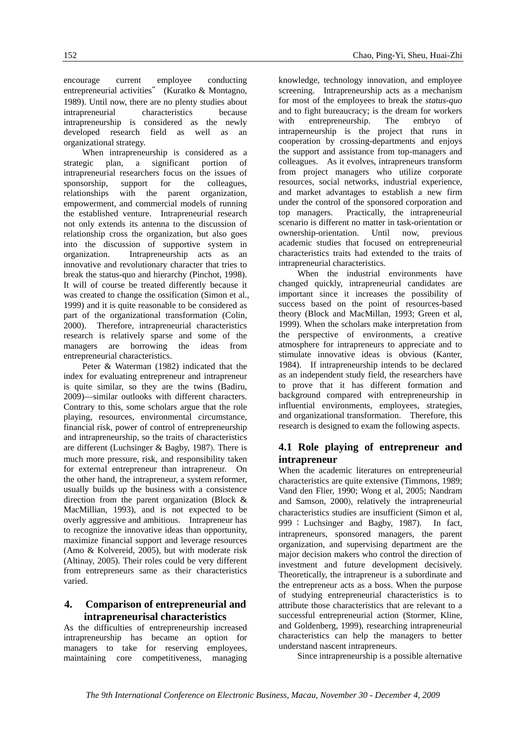encourage current employee conducting entrepreneurial activities" (Kuratko & Montagno, 1989). Until now, there are no plenty studies about intrapreneurial characteristics because intrapreneurship is considered as the newly developed research field as well as an organizational strategy.

When intrapreneurship is considered as a strategic plan, a significant portion of intrapreneurial researchers focus on the issues of sponsorship, support for the colleagues, relationships with the parent organization, empowerment, and commercial models of running the established venture. Intrapreneurial research not only extends its antenna to the discussion of relationship cross the organization, but also goes into the discussion of supportive system in organization. Intrapreneurship acts as an innovative and revolutionary character that tries to break the status-quo and hierarchy (Pinchot, 1998). It will of course be treated differently because it was created to change the ossification (Simon et al., 1999) and it is quite reasonable to be considered as part of the organizational transformation (Colin, 2000). Therefore, intrapreneurial characteristics research is relatively sparse and some of the managers are borrowing the ideas from entrepreneurial characteristics.

Peter & Waterman (1982) indicated that the index for evaluating entrepreneur and intrapreneur is quite similar, so they are the twins (Badiru, 2009)—similar outlooks with different characters. Contrary to this, some scholars argue that the role playing, resources, environmental circumstance, financial risk, power of control of entrepreneurship and intrapreneurship, so the traits of characteristics are different (Luchsinger & Bagby, 1987). There is much more pressure, risk, and responsibility taken for external entrepreneur than intrapreneur. On the other hand, the intrapreneur, a system reformer, usually builds up the business with a consistence direction from the parent organization (Block & MacMillian, 1993), and is not expected to be overly aggressive and ambitious. Intrapreneur has to recognize the innovative ideas than opportunity, maximize financial support and leverage resources (Amo & Kolvereid, 2005), but with moderate risk (Altinay, 2005). Their roles could be very different from entrepreneurs same as their characteristics varied.

## 4. Comparison of entrepreneurial and intrapreneurisal characteristics

As the difficulties of entrepreneurship increased intrapreneurship has became an option for managers to take for reserving employees, maintaining core competitiveness, managing knowledge, technology innovation, and employee screening. Intrapreneurship acts as a mechanism for most of the employees to break the *status-quo* and to fight bureaucracy; is the dream for workers with entrepreneurship. The embryo of intraperneurship is the project that runs in cooperation by crossing-departments and enjoys the support and assistance from top-managers and colleagues. As it evolves, intrapreneurs transform from project managers who utilize corporate resources, social networks, industrial experience, and market advantages to establish a new firm under the control of the sponsored corporation and top managers. Practically, the intrapreneurial scenario is different no matter in task-orientation or ownership-orientation. Until now, previous academic studies that focused on entrepreneurial characteristics traits had extended to the traits of intrapreneurial characteristics.

When the industrial environments have changed quickly, intrapreneurial candidates are important since it increases the possibility of success based on the point of resources-based theory (Block and MacMillan, 1993; Green et al, 1999). When the scholars make interpretation from the perspective of environments, a creative atmosphere for intrapreneurs to appreciate and to stimulate innovative ideas is obvious (Kanter, 1984). If intrapreneurship intends to be declared as an independent study field, the researchers have to prove that it has different formation and background compared with entrepreneurship in influential environments, employees, strategies, and organizational transformation. Therefore, this research is designed to exam the following aspects.

### 4.1 Role playing of entrepreneur and intrapreneur

When the academic literatures on entrepreneurial characteristics are quite extensive (Timmons, 1989; Vand den Flier, 1990; Wong et al, 2005; Nandram and Samson, 2000), relatively the intrapreneurial characteristics studies are insufficient (Simon et al, 999；Luchsinger and Bagby, 1987). In fact, intrapreneurs, sponsored managers, the parent organization, and supervising department are the major decision makers who control the direction of investment and future development decisively. Theoretically, the intrapreneur is a subordinate and the entrepreneur acts as a boss. When the purpose of studying entrepreneurial characteristics is to attribute those characteristics that are relevant to a successful entrepreneurial action (Stormer, Kline, and Goldenberg, 1999), researching intrapreneurial characteristics can help the managers to better understand nascent intrapreneurs.

Since intrapreneurship is a possible alternative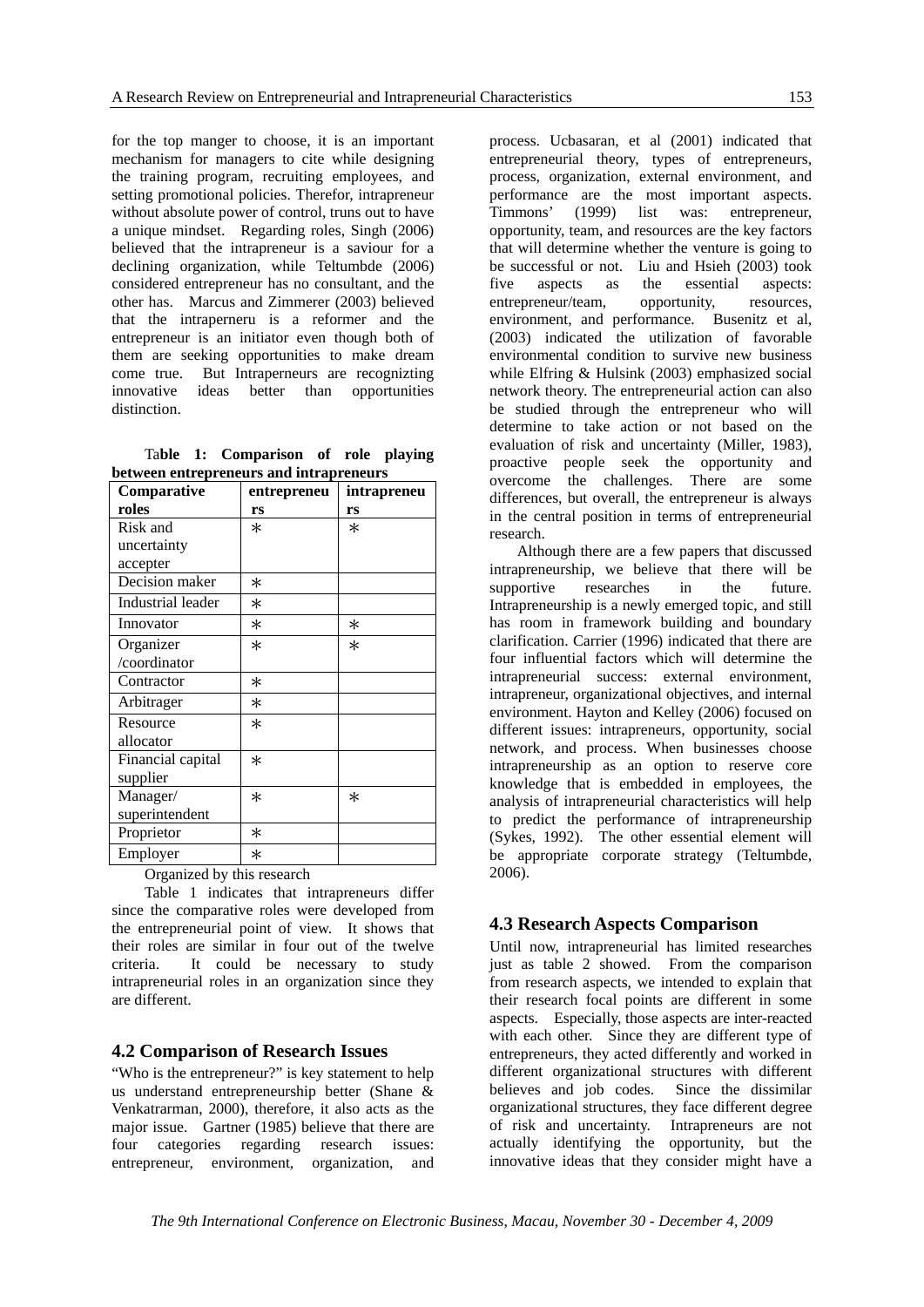for the top manger to choose, it is an important mechanism for managers to cite while designing the training program, recruiting employees, and setting promotional policies. Therefor, intrapreneur without absolute power of control, truns out to have a unique mindset. Regarding roles, Singh (2006) believed that the intrapreneur is a saviour for a declining organization, while Teltumbde (2006) considered entrepreneur has no consultant, and the other has. Marcus and Zimmerer (2003) believed that the intraperneru is a reformer and the entrepreneur is an initiator even though both of them are seeking opportunities to make dream come true. But Intraperneurs are recognizting innovative ideas better than opportunities distinction.

**Table 1: Comparison of role playing between entrepreneurs and intrapreneurs**

| Comparative roles | entrepreneurs | intrapreneurs |
|---|---|---|
| Risk and uncertainty accepter | * | * |
| Decision maker | * | |
| Industrial leader | * | |
| Innovator | * | * |
| Organizer /coordinator | * | * |
| Contractor | * | |
| Arbitrager | * | |
| Resource allocator | * | |
| Financial capital supplier | * | |
| Manager/ superintendent | * | * |
| Proprietor | * | |
| Employer | * | |

Organized by this research

Table 1 indicates that intrapreneurs differ since the comparative roles were developed from the entrepreneurial point of view. It shows that their roles are similar in four out of the twelve criteria. It could be necessary to study intrapreneurial roles in an organization since they are different.

### 4.2 Comparison of Research Issues

"Who is the entrepreneur?" is key statement to help us understand entrepreneurship better (Shane & Venkatrarman, 2000), therefore, it also acts as the major issue. Gartner (1985) believe that there are four categories regarding research issues: entrepreneur, environment, organization, and process. Ucbasaran, et al (2001) indicated that entrepreneurial theory, types of entrepreneurs, process, organization, external environment, and performance are the most important aspects. Timmons' (1999) list was: entrepreneur, opportunity, team, and resources are the key factors that will determine whether the venture is going to be successful or not. Liu and Hsieh (2003) took five aspects as the essential aspects: entrepreneur/team, opportunity, resources, environment, and performance. Busenitz et al, (2003) indicated the utilization of favorable environmental condition to survive new business while Elfring & Hulsink (2003) emphasized social network theory. The entrepreneurial action can also be studied through the entrepreneur who will determine to take action or not based on the evaluation of risk and uncertainty (Miller, 1983), proactive people seek the opportunity and overcome the challenges. There are some differences, but overall, the entrepreneur is always in the central position in terms of entrepreneurial research.

Although there are a few papers that discussed intrapreneurship, we believe that there will be supportive researches in the future. Intrapreneurship is a newly emerged topic, and still has room in framework building and boundary clarification. Carrier (1996) indicated that there are four influential factors which will determine the intrapreneurial success: external environment, intrapreneur, organizational objectives, and internal environment. Hayton and Kelley (2006) focused on different issues: intrapreneurs, opportunity, social network, and process. When businesses choose intrapreneurship as an option to reserve core knowledge that is embedded in employees, the analysis of intrapreneurial characteristics will help to predict the performance of intrapreneurship (Sykes, 1992). The other essential element will be appropriate corporate strategy (Teltumbde, 2006).

### 4.3 Research Aspects Comparison

Until now, intrapreneurial has limited researches just as table 2 showed. From the comparison from research aspects, we intended to explain that their research focal points are different in some aspects. Especially, those aspects are inter-reacted with each other. Since they are different type of entrepreneurs, they acted differently and worked in different organizational structures with different believes and job codes. Since the dissimilar organizational structures, they face different degree of risk and uncertainty. Intrapreneurs are not actually identifying the opportunity, but the innovative ideas that they consider might have a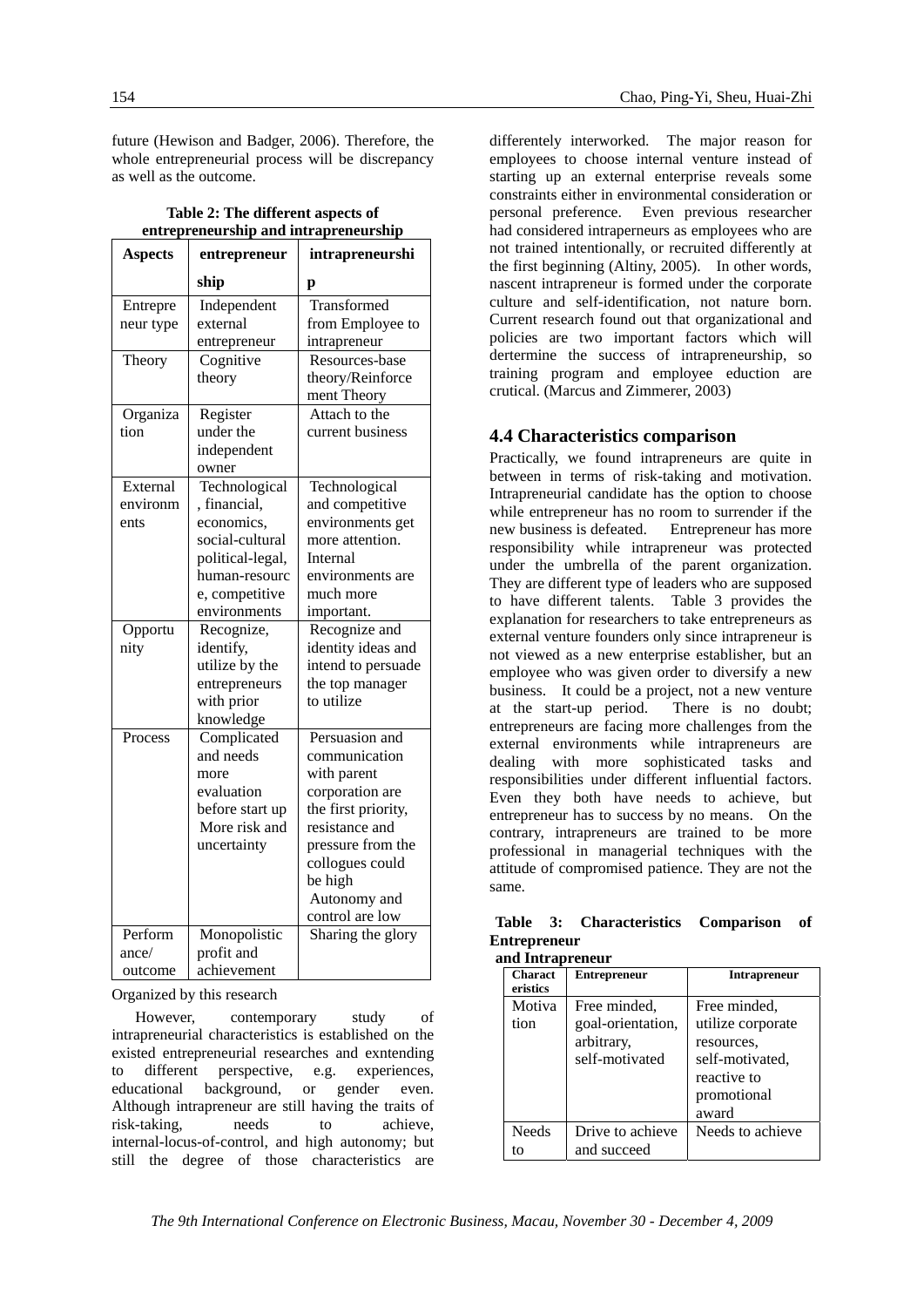future (Hewison and Badger, 2006). Therefore, the whole entrepreneurial process will be discrepancy as well as the outcome.

**Table 2: The different aspects of entrepreneurship and intrapreneurship**

| Aspects | entrepreneurship | intrapreneurship |
|---|---|---|
| Entrepreneur type | Independent external entrepreneur | Transformed from Employee to intrapreneur |
| Theory | Cognitive theory | Resources-base theory/Reinforcement Theory |
| Organization | Register under the independent owner | Attach to the current business |
| External environments | Technological, financial, economics, social-cultural political-legal, human-resource, competitive environments | Technological and competitive environments get more attention. Internal environments are much more important. |
| Opportunity | Recognize, identify, utilize by the entrepreneurs with prior knowledge | Recognize and identity ideas and intend to persuade the top manager to utilize |
| Process | Complicated and needs more evaluation before start up More risk and uncertainty | Persuasion and communication with parent corporation are the first priority, resistance and pressure from the collogues could be high Autonomy and control are low |
| Performance/ outcome | Monopolistic profit and achievement | Sharing the glory |

Organized by this research

However, contemporary study of intrapreneurial characteristics is established on the existed entrepreneurial researches and exntending to different perspective, e.g. experiences, educational background, or gender even. Although intrapreneur are still having the traits of risk-taking, needs to achieve, internal-locus-of-control, and high autonomy; but still the degree of those characteristics are differentely interworked. The major reason for employees to choose internal venture instead of starting up an external enterprise reveals some constraints either in environmental consideration or personal preference. Even previous researcher had considered intraperneurs as employees who are not trained intentionally, or recruited differently at the first beginning (Altiny, 2005). In other words, nascent intrapreneur is formed under the corporate culture and self-identification, not nature born. Current research found out that organizational and policies are two important factors which will dertermine the success of intrapreneurship, so training program and employee eduction are crutical. (Marcus and Zimmerer, 2003)

## 4.4 Characteristics comparison

Practically, we found intrapreneurs are quite in between in terms of risk-taking and motivation. Intrapreneurial candidate has the option to choose while entrepreneur has no room to surrender if the new business is defeated. Entrepreneur has more responsibility while intrapreneur was protected under the umbrella of the parent organization. They are different type of leaders who are supposed to have different talents. Table 3 provides the explanation for researchers to take entrepreneurs as external venture founders only since intrapreneur is not viewed as a new enterprise establisher, but an employee who was given order to diversify a new business. It could be a project, not a new venture at the start-up period. There is no doubt; entrepreneurs are facing more challenges from the external environments while intrapreneurs are dealing with more sophisticated tasks and responsibilities under different influential factors. Even they both have needs to achieve, but entrepreneur has to success by no means. On the contrary, intrapreneurs are trained to be more professional in managerial techniques with the attitude of compromised patience. They are not the same.

**Table 3: Characteristics Comparison of Entrepreneur and Intrapreneur**

| Characteristics | Entrepreneur | Intrapreneur |
|---|---|---|
| Motivation | Free minded, goal-orientation, arbitrary, self-motivated | Free minded, utilize corporate resources, self-motivated, reactive to promotional award |
| Needs to | Drive to achieve and succeed | Needs to achieve |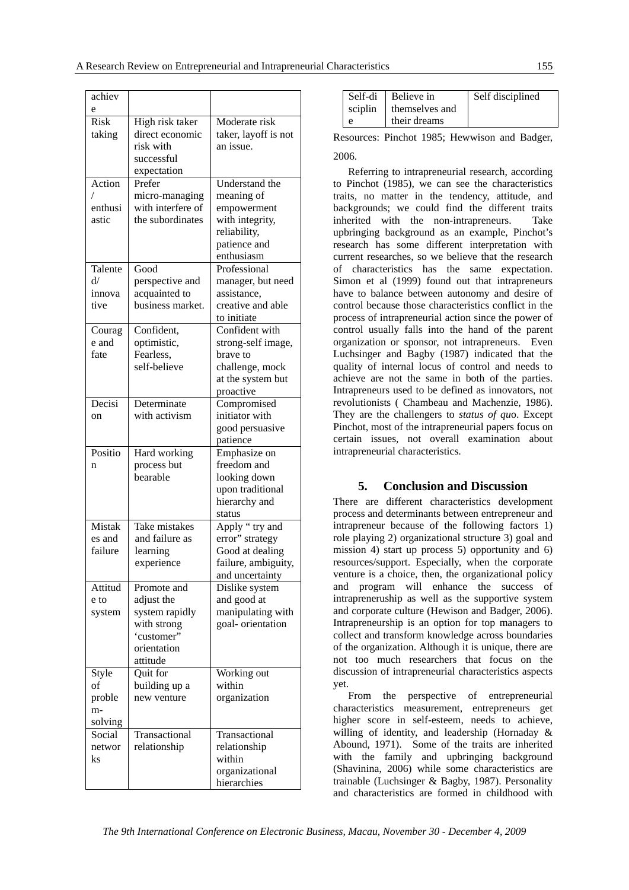| achieve | | |
|---|---|---|
| Risk taking | High risk taker direct economic risk with successful expectation | Moderate risk taker, layoff is not an issue. |
| Action / enthusiastic | Prefer micro-managing with interfere of the subordinates | Understand the meaning of empowerment with integrity, reliability, patience and enthusiasm |
| Talented/ innovative | Good perspective and acquainted to business market. | Professional manager, but need assistance, creative and able to initiate |
| Courage and fate | Confident, optimistic, Fearless, self-believe | Confident with strong-self image, brave to challenge, mock at the system but proactive |
| Decision | Determinate with activism | Compromised initiator with good persuasive patience |
| Position | Hard working process but bearable | Emphasize on freedom and looking down upon traditional hierarchy and status |
| Mistakes and failure | Take mistakes and failure as learning experience | Apply " try and error" strategy Good at dealing failure, ambiguity, and uncertainty |
| Attitude to system | Promote and adjust the system rapidly with strong 'customer" orientation attitude | Dislike system and good at manipulating with goal- orientation |
| Style of problem-solving | Quit for building up a new venture | Working out within organization |
| Social networks | Transactional relationship | Transactional relationship within organizational hierarchies |
| Self-discipline | Believe in themselves and their dreams | Self disciplined |

Resources: Pinchot 1985; Hewwison and Badger, 2006.

Referring to intrapreneurial research, according to Pinchot (1985), we can see the characteristics traits, no matter in the tendency, attitude, and backgrounds; we could find the different traits inherited with the non-intrapreneurs. Take upbringing background as an example, Pinchot's research has some different interpretation with current researches, so we believe that the research of characteristics has the same expectation. Simon et al (1999) found out that intrapreneurs have to balance between autonomy and desire of control because those characteristics conflict in the process of intrapreneurial action since the power of control usually falls into the hand of the parent organization or sponsor, not intrapreneurs. Even Luchsinger and Bagby (1987) indicated that the quality of internal locus of control and needs to achieve are not the same in both of the parties. Intrapreneurs used to be defined as innovators, not revolutionists ( Chambeau and Machenzie, 1986). They are the challengers to *status of quo*. Except Pinchot, most of the intrapreneurial papers focus on certain issues, not overall examination about intrapreneurial characteristics.

## 5. Conclusion and Discussion

There are different characteristics development process and determinants between entrepreneur and intrapreneur because of the following factors 1) role playing 2) organizational structure 3) goal and mission 4) start up process 5) opportunity and 6) resources/support. Especially, when the corporate venture is a choice, then, the organizational policy and program will enhance the success of intrapreneruship as well as the supportive system and corporate culture (Hewison and Badger, 2006). Intrapreneurship is an option for top managers to collect and transform knowledge across boundaries of the organization. Although it is unique, there are not too much researchers that focus on the discussion of intrapreneurial characteristics aspects yet.

From the perspective of entrepreneurial characteristics measurement, entrepreneurs get higher score in self-esteem, needs to achieve, willing of identity, and leadership (Hornaday & Abound, 1971). Some of the traits are inherited with the family and upbringing background (Shavinina, 2006) while some characteristics are trainable (Luchsinger & Bagby, 1987). Personality and characteristics are formed in childhood with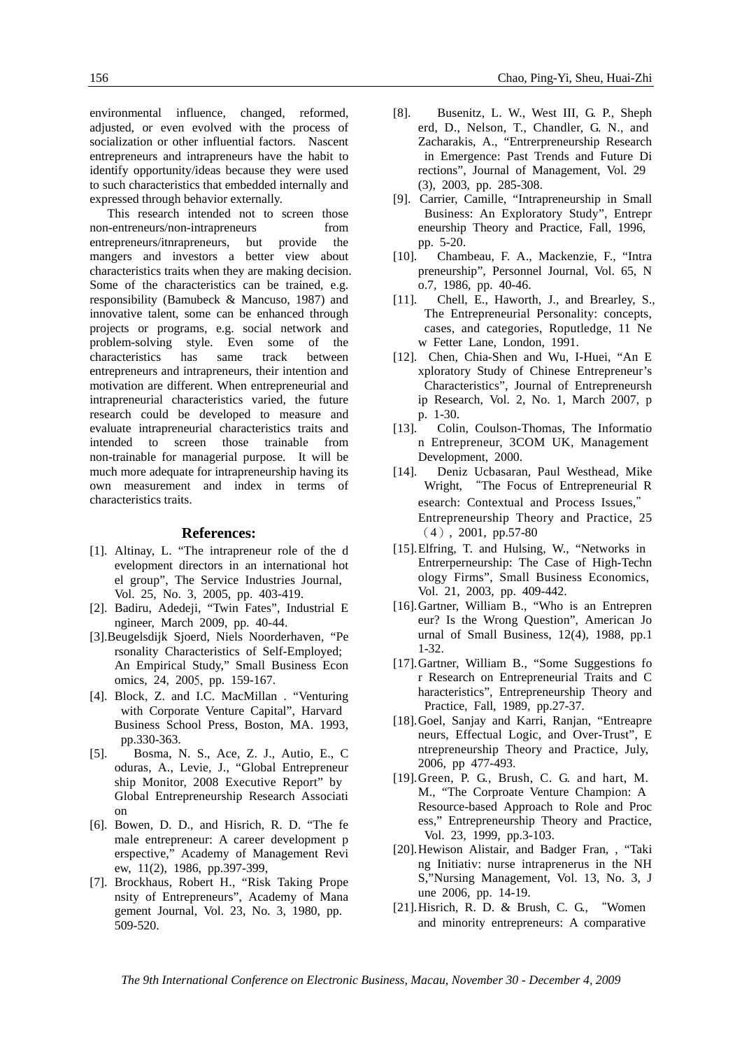environmental influence, changed, reformed, adjusted, or even evolved with the process of socialization or other influential factors. Nascent entrepreneurs and intrapreneurs have the habit to identify opportunity/ideas because they were used to such characteristics that embedded internally and expressed through behavior externally.

This research intended not to screen those non-entreneurs/non-intrapreneurs from entrepreneurs/itnrapreneurs, but provide the mangers and investors a better view about characteristics traits when they are making decision. Some of the characteristics can be trained, e.g. responsibility (Bamubeck & Mancuso, 1987) and innovative talent, some can be enhanced through projects or programs, e.g. social network and problem-solving style. Even some of the characteristics has same track between entrepreneurs and intrapreneurs, their intention and motivation are different. When entrepreneurial and intrapreneurial characteristics varied, the future research could be developed to measure and evaluate intrapreneurial characteristics traits and intended to screen those trainable from non-trainable for managerial purpose. It will be much more adequate for intrapreneurship having its own measurement and index in terms of characteristics traits.

## References:

[1]. Altinay, L. "The intrapreneur role of the d evelopment directors in an international hot el group", The Service Industries Journal, Vol. 25, No. 3, 2005, pp. 403-419.

[2]. Badiru, Adedeji, "Twin Fates", Industrial E ngineer, March 2009, pp. 40-44.

[3].Beugelsdijk Sjoerd, Niels Noorderhaven, "Pe rsonality Characteristics of Self-Employed; An Empirical Study," Small Business Econ omics, 24, 2005, pp. 159-167.

[4]. Block, Z. and I.C. MacMillan . "Venturing with Corporate Venture Capital", Harvard Business School Press, Boston, MA. 1993, pp.330-363.

[5]. Bosma, N. S., Ace, Z. J., Autio, E., C oduras, A., Levie, J., "Global Entrepreneur ship Monitor, 2008 Executive Report" by Global Entrepreneurship Research Associati on

[6]. Bowen, D. D., and Hisrich, R. D. "The fe male entrepreneur: A career development p erspective," Academy of Management Revi ew, 11(2), 1986, pp.397-399,

[7]. Brockhaus, Robert H., "Risk Taking Prope nsity of Entrepreneurs", Academy of Mana gement Journal, Vol. 23, No. 3, 1980, pp. 509-520.

[8]. Busenitz, L. W., West III, G. P., Sheph erd, D., Nelson, T., Chandler, G. N., and Zacharakis, A., "Entrerpreneurship Research in Emergence: Past Trends and Future Di rections", Journal of Management, Vol. 29 (3), 2003, pp. 285-308.

[9]. Carrier, Camille, "Intrapreneurship in Small Business: An Exploratory Study", Entrepr eneurship Theory and Practice, Fall, 1996, pp. 5-20.

[10]. Chambeau, F. A., Mackenzie, F., "Intra preneurship", Personnel Journal, Vol. 65, N o.7, 1986, pp. 40-46.

[11]. Chell, E., Haworth, J., and Brearley, S., The Entrepreneurial Personality: concepts, cases, and categories, Roputledge, 11 Ne w Fetter Lane, London, 1991.

[12]. Chen, Chia-Shen and Wu, I-Huei, "An E xploratory Study of Chinese Entrepreneur's Characteristics", Journal of Entrepreneursh ip Research, Vol. 2, No. 1, March 2007, p p. 1-30.

[13]. Colin, Coulson-Thomas, The Informatio n Entrepreneur, 3COM UK, Management Development, 2000.

[14]. Deniz Ucbasaran, Paul Westhead, Mike Wright, "The Focus of Entrepreneurial R esearch: Contextual and Process Issues," Entrepreneurship Theory and Practice, 25（4）, 2001, pp.57-80

[15].Elfring, T. and Hulsing, W., "Networks in Entrerperneurship: The Case of High-Techn ology Firms", Small Business Economics, Vol. 21, 2003, pp. 409-442.

[16].Gartner, William B., "Who is an Entrepren eur? Is the Wrong Question", American Jo urnal of Small Business, 12(4), 1988, pp.1 1-32.

[17].Gartner, William B., "Some Suggestions fo r Research on Entrepreneurial Traits and C haracteristics", Entrepreneurship Theory and Practice, Fall, 1989, pp.27-37.

[18].Goel, Sanjay and Karri, Ranjan, "Entreapre neurs, Effectual Logic, and Over-Trust", E ntrepreneurship Theory and Practice, July, 2006, pp 477-493.

[19].Green, P. G., Brush, C. G. and hart, M. M., "The Corproate Venture Champion: A Resource-based Approach to Role and Proc ess," Entrepreneurship Theory and Practice, Vol. 23, 1999, pp.3-103.

[20].Hewison Alistair, and Badger Fran, , "Taki ng Initiativ: nurse intraprenerus in the NH S,"Nursing Management, Vol. 13, No. 3, J une 2006, pp. 14-19.

[21].Hisrich, R. D. & Brush, C. G., "Women and minority entrepreneurs: A comparative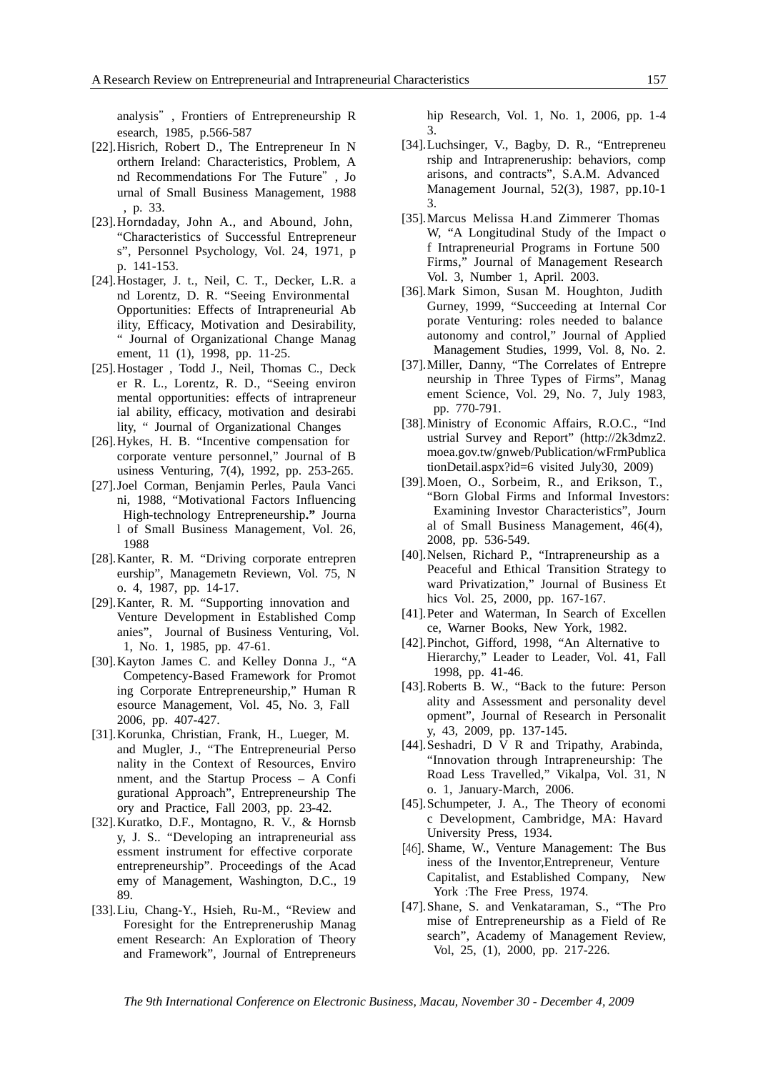analysis", Frontiers of Entrepreneurship Research, 1985, p.566-587

[22]. Hisrich, Robert D., The Entrepreneur In Northern Ireland: Characteristics, Problem, And Recommendations For The Future", Journal of Small Business Management, 1988, p. 33.

[23]. Horndaday, John A., and Abound, John, "Characteristics of Successful Entrepreneurs", Personnel Psychology, Vol. 24, 1971, pp. 141-153.

[24]. Hostager, J. t., Neil, C. T., Decker, L.R. and Lorentz, D. R. "Seeing Environmental Opportunities: Effects of Intrapreneurial Ability, Efficacy, Motivation and Desirability, " Journal of Organizational Change Management, 11 (1), 1998, pp. 11-25.

[25]. Hostager , Todd J., Neil, Thomas C., Decker R. L., Lorentz, R. D., "Seeing environmental opportunities: effects of intrapreneurial ability, efficacy, motivation and desirability, " Journal of Organizational Changes

[26]. Hykes, H. B. "Incentive compensation for corporate venture personnel," Journal of Business Venturing, 7(4), 1992, pp. 253-265.

[27]. Joel Corman, Benjamin Perles, Paula Vancini, 1988, "Motivational Factors Influencing High-technology Entrepreneurship**."** Journal of Small Business Management, Vol. 26, 1988

[28]. Kanter, R. M. "Driving corporate entrepreneurship", Managemetn Reviewn, Vol. 75, No. 4, 1987, pp. 14-17.

[29]. Kanter, R. M. "Supporting innovation and Venture Development in Established Companies", Journal of Business Venturing, Vol. 1, No. 1, 1985, pp. 47-61.

[30]. Kayton James C. and Kelley Donna J., "A Competency-Based Framework for Promoting Corporate Entrepreneurship," Human Resource Management, Vol. 45, No. 3, Fall 2006, pp. 407-427.

[31]. Korunka, Christian, Frank, H., Lueger, M. and Mugler, J., "The Entrepreneurial Personality in the Context of Resources, Environment, and the Startup Process – A Configurational Approach", Entrepreneurship Theory and Practice, Fall 2003, pp. 23-42.

[32]. Kuratko, D.F., Montagno, R. V., & Hornsby, J. S.. "Developing an intrapreneurial assessment instrument for effective corporate entrepreneurship". Proceedings of the Academy of Management, Washington, D.C., 1989.

[33]. Liu, Chang-Y., Hsieh, Ru-M., "Review and Foresight for the Entreprenerusship Management Research: An Exploration of Theory and Framework", Journal of Entrepreneurship Research, Vol. 1, No. 1, 2006, pp. 1-43.

[34]. Luchsinger, V., Bagby, D. R., "Entrepreneurship and Intrapreneruship: behaviors, comparisons, and contracts", S.A.M. Advanced Management Journal, 52(3), 1987, pp.10-13.

[35]. Marcus Melissa H.and Zimmerer Thomas W, "A Longitudinal Study of the Impact of Intrapreneurial Programs in Fortune 500 Firms," Journal of Management Research Vol. 3, Number 1, April. 2003.

[36]. Mark Simon, Susan M. Houghton, Judith Gurney, 1999, "Succeeding at Internal Corporate Venturing: roles needed to balance autonomy and control," Journal of Applied Management Studies, 1999, Vol. 8, No. 2.

[37]. Miller, Danny, "The Correlates of Entrepreneurship in Three Types of Firms", Management Science, Vol. 29, No. 7, July 1983, pp. 770-791.

[38]. Ministry of Economic Affairs, R.O.C., "Industrial Survey and Report" (http://2k3dmz2.moea.gov.tw/gnweb/Publication/wFrmPublicationDetail.aspx?id=6 visited July30, 2009)

[39]. Moen, O., Sorbeim, R., and Erikson, T., "Born Global Firms and Informal Investors: Examining Investor Characteristics", Journal of Small Business Management, 46(4), 2008, pp. 536-549.

[40]. Nelsen, Richard P., "Intrapreneurship as a Peaceful and Ethical Transition Strategy toward Privatization," Journal of Business Ethics Vol. 25, 2000, pp. 167-167.

[41]. Peter and Waterman, In Search of Excellence, Warner Books, New York, 1982.

[42]. Pinchot, Gifford, 1998, "An Alternative to Hierarchy," Leader to Leader, Vol. 41, Fall 1998, pp. 41-46.

[43]. Roberts B. W., "Back to the future: Personality and Assessment and personality development", Journal of Research in Personality, 43, 2009, pp. 137-145.

[44]. Seshadri, D V R and Tripathy, Arabinda, "Innovation through Intrapreneurship: The Road Less Travelled," Vikalpa, Vol. 31, No. 1, January-March, 2006.

[45]. Schumpeter, J. A., The Theory of economic Development, Cambridge, MA: Havard University Press, 1934.

[46]. Shame, W., Venture Management: The Business of the Inventor,Entrepreneur, Venture Capitalist, and Established Company, New York :The Free Press, 1974.

[47]. Shane, S. and Venkataraman, S., "The Promise of Entrepreneurship as a Field of Research", Academy of Management Review, Vol, 25, (1), 2000, pp. 217-226.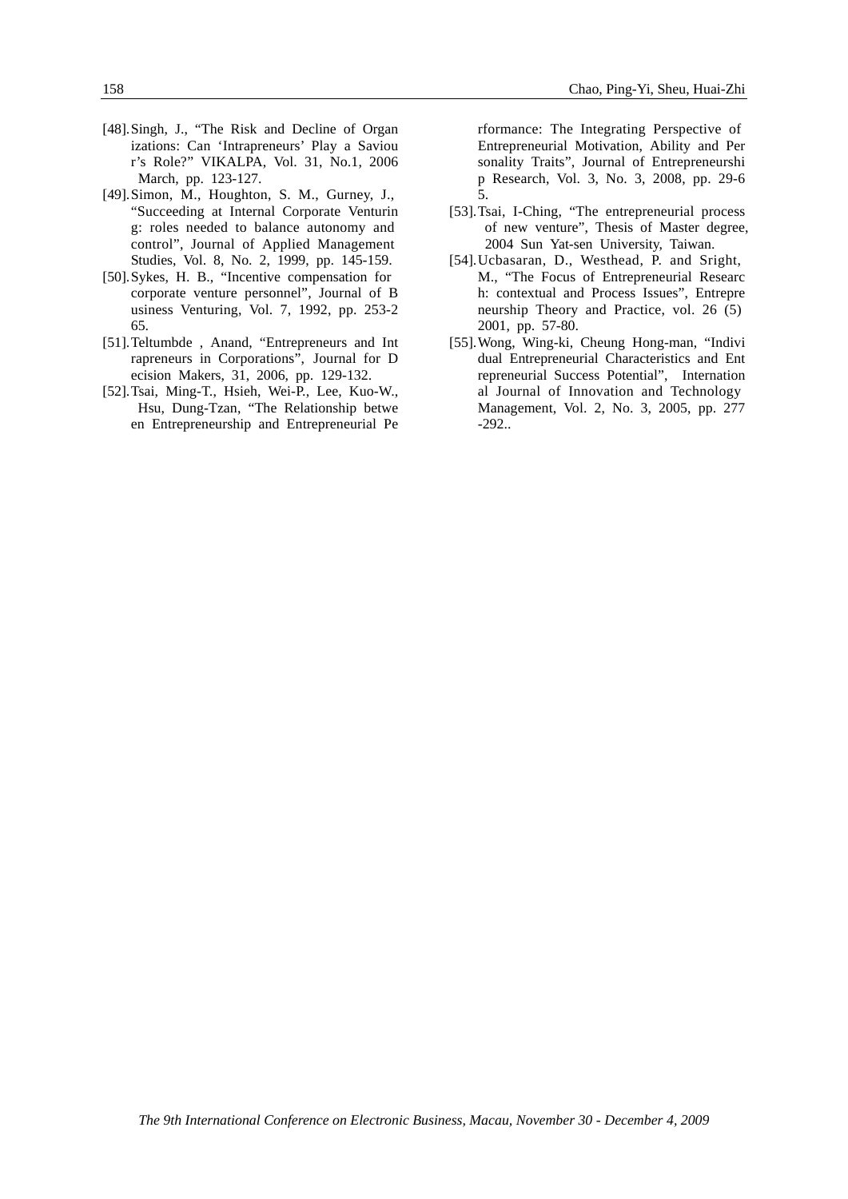[48]. Singh, J., "The Risk and Decline of Organizations: Can 'Intrapreneurs' Play a Saviour's Role?" VIKALPA, Vol. 31, No.1, 2006 March, pp. 123-127.

[49]. Simon, M., Houghton, S. M., Gurney, J., "Succeeding at Internal Corporate Venturing: roles needed to balance autonomy and control", Journal of Applied Management Studies, Vol. 8, No. 2, 1999, pp. 145-159.

[50]. Sykes, H. B., "Incentive compensation for corporate venture personnel", Journal of Business Venturing, Vol. 7, 1992, pp. 253-265.

[51]. Teltumbde , Anand, "Entrepreneurs and Intrapreneurs in Corporations", Journal for Decision Makers, 31, 2006, pp. 129-132.

[52]. Tsai, Ming-T., Hsieh, Wei-P., Lee, Kuo-W., Hsu, Dung-Tzan, "The Relationship between Entrepreneurship and Entrepreneurial Performance: The Integrating Perspective of Entrepreneurial Motivation, Ability and Personality Traits", Journal of Entrepreneurship Research, Vol. 3, No. 3, 2008, pp. 29-65.

[53]. Tsai, I-Ching, "The entrepreneurial process of new venture", Thesis of Master degree, 2004 Sun Yat-sen University, Taiwan.

[54]. Ucbasaran, D., Westhead, P. and Sright, M., "The Focus of Entrepreneurial Research: contextual and Process Issues", Entrepreneurship Theory and Practice, vol. 26 (5) 2001, pp. 57-80.

[55]. Wong, Wing-ki, Cheung Hong-man, "Individual Entrepreneurial Characteristics and Entrepreneurial Success Potential", International Journal of Innovation and Technology Management, Vol. 2, No. 3, 2005, pp. 277-292..